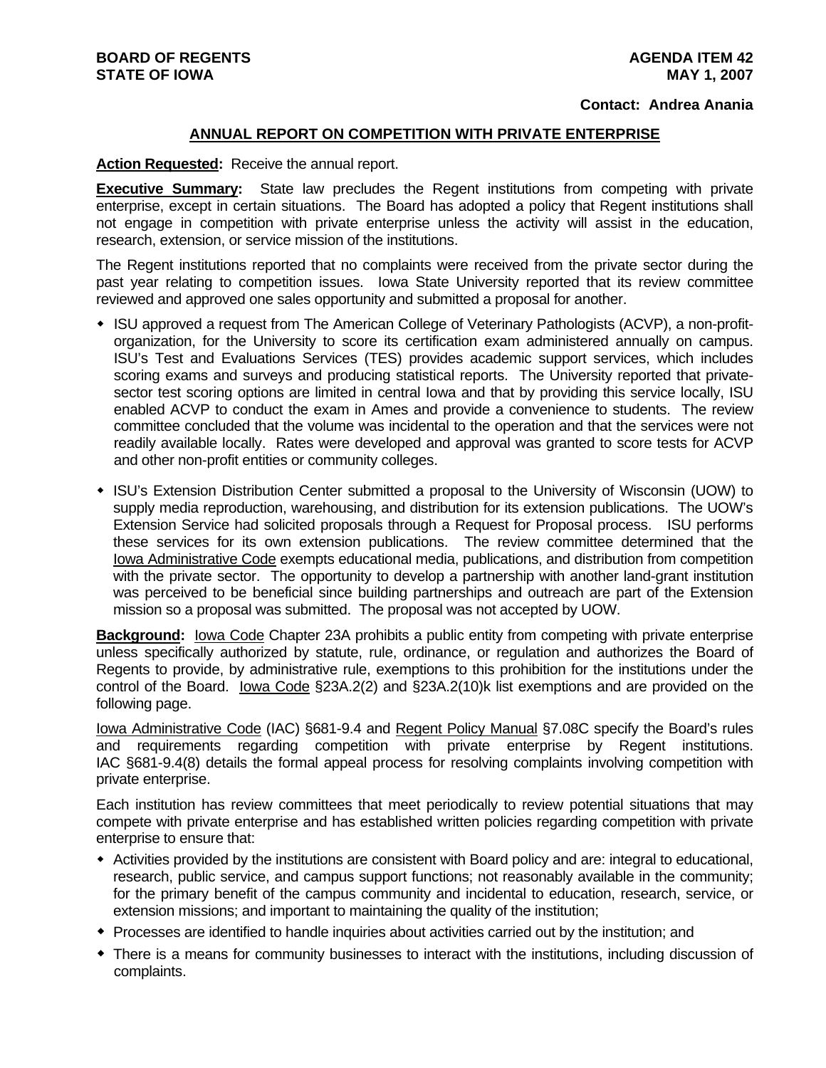**BOARD OF REGENTS**
**STATE OF IOWA**

**AGENDA ITEM 42**
**MAY 1, 2007**

**Contact: Andrea Anania**

## ANNUAL REPORT ON COMPETITION WITH PRIVATE ENTERPRISE

**Action Requested:** Receive the annual report.

**Executive Summary:** State law precludes the Regent institutions from competing with private enterprise, except in certain situations. The Board has adopted a policy that Regent institutions shall not engage in competition with private enterprise unless the activity will assist in the education, research, extension, or service mission of the institutions.

The Regent institutions reported that no complaints were received from the private sector during the past year relating to competition issues. Iowa State University reported that its review committee reviewed and approved one sales opportunity and submitted a proposal for another.

- ISU approved a request from The American College of Veterinary Pathologists (ACVP), a non-profit-organization, for the University to score its certification exam administered annually on campus. ISU's Test and Evaluations Services (TES) provides academic support services, which includes scoring exams and surveys and producing statistical reports. The University reported that private-sector test scoring options are limited in central Iowa and that by providing this service locally, ISU enabled ACVP to conduct the exam in Ames and provide a convenience to students. The review committee concluded that the volume was incidental to the operation and that the services were not readily available locally. Rates were developed and approval was granted to score tests for ACVP and other non-profit entities or community colleges.

- ISU's Extension Distribution Center submitted a proposal to the University of Wisconsin (UOW) to supply media reproduction, warehousing, and distribution for its extension publications. The UOW's Extension Service had solicited proposals through a Request for Proposal process. ISU performs these services for its own extension publications. The review committee determined that the Iowa Administrative Code exempts educational media, publications, and distribution from competition with the private sector. The opportunity to develop a partnership with another land-grant institution was perceived to be beneficial since building partnerships and outreach are part of the Extension mission so a proposal was submitted. The proposal was not accepted by UOW.

**Background:** Iowa Code Chapter 23A prohibits a public entity from competing with private enterprise unless specifically authorized by statute, rule, ordinance, or regulation and authorizes the Board of Regents to provide, by administrative rule, exemptions to this prohibition for the institutions under the control of the Board. Iowa Code §23A.2(2) and §23A.2(10)k list exemptions and are provided on the following page.

Iowa Administrative Code (IAC) §681-9.4 and Regent Policy Manual §7.08C specify the Board's rules and requirements regarding competition with private enterprise by Regent institutions. IAC §681-9.4(8) details the formal appeal process for resolving complaints involving competition with private enterprise.

Each institution has review committees that meet periodically to review potential situations that may compete with private enterprise and has established written policies regarding competition with private enterprise to ensure that:

- Activities provided by the institutions are consistent with Board policy and are: integral to educational, research, public service, and campus support functions; not reasonably available in the community; for the primary benefit of the campus community and incidental to education, research, service, or extension missions; and important to maintaining the quality of the institution;
- Processes are identified to handle inquiries about activities carried out by the institution; and
- There is a means for community businesses to interact with the institutions, including discussion of complaints.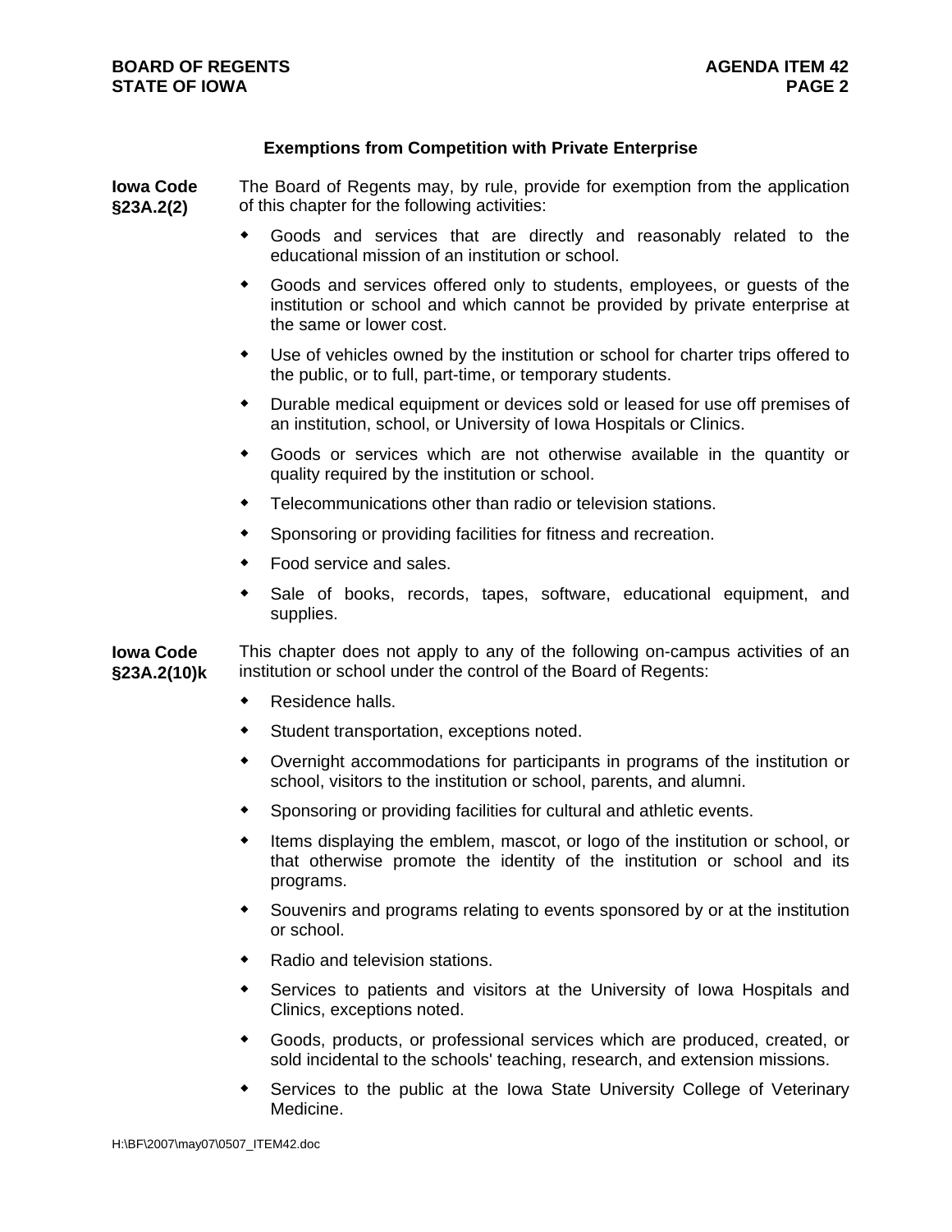## Exemptions from Competition with Private Enterprise

**Iowa Code §23A.2(2)** The Board of Regents may, by rule, provide for exemption from the application of this chapter for the following activities:

- Goods and services that are directly and reasonably related to the educational mission of an institution or school.
- Goods and services offered only to students, employees, or guests of the institution or school and which cannot be provided by private enterprise at the same or lower cost.
- Use of vehicles owned by the institution or school for charter trips offered to the public, or to full, part-time, or temporary students.
- Durable medical equipment or devices sold or leased for use off premises of an institution, school, or University of Iowa Hospitals or Clinics.
- Goods or services which are not otherwise available in the quantity or quality required by the institution or school.
- Telecommunications other than radio or television stations.
- Sponsoring or providing facilities for fitness and recreation.
- Food service and sales.
- Sale of books, records, tapes, software, educational equipment, and supplies.

**Iowa Code §23A.2(10)k** This chapter does not apply to any of the following on-campus activities of an institution or school under the control of the Board of Regents:

- Residence halls.
- Student transportation, exceptions noted.
- Overnight accommodations for participants in programs of the institution or school, visitors to the institution or school, parents, and alumni.
- Sponsoring or providing facilities for cultural and athletic events.
- Items displaying the emblem, mascot, or logo of the institution or school, or that otherwise promote the identity of the institution or school and its programs.
- Souvenirs and programs relating to events sponsored by or at the institution or school.
- Radio and television stations.
- Services to patients and visitors at the University of Iowa Hospitals and Clinics, exceptions noted.
- Goods, products, or professional services which are produced, created, or sold incidental to the schools' teaching, research, and extension missions.
- Services to the public at the Iowa State University College of Veterinary Medicine.